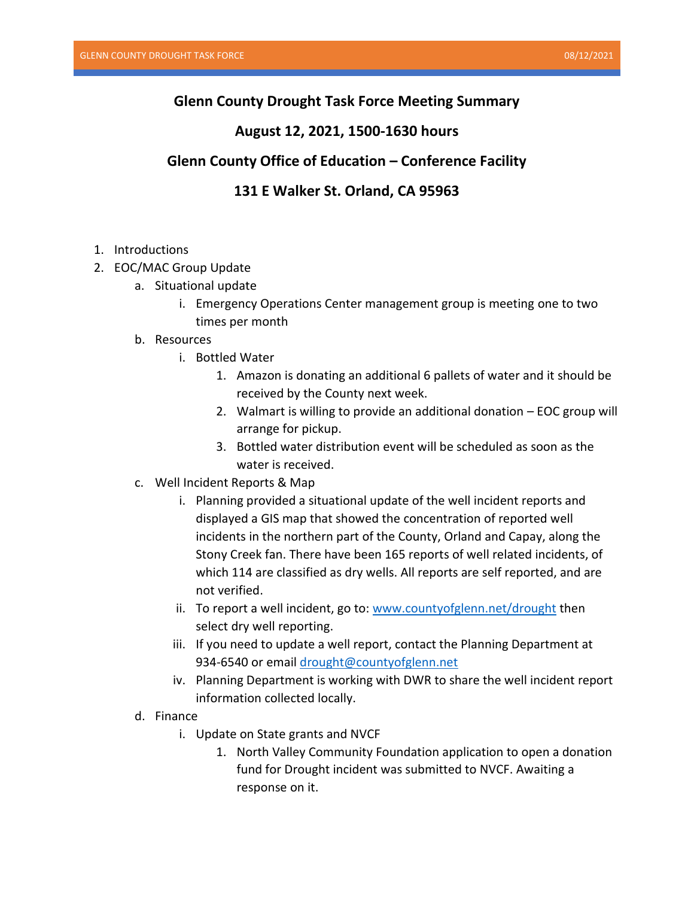# Glenn County Drought Task Force Meeting Summary

## August 12, 2021, 1500-1630 hours

## Glenn County Office of Education – Conference Facility

## 131 E Walker St. Orland, CA 95963

1. Introductions
2. EOC/MAC Group Update
    a. Situational update
        i. Emergency Operations Center management group is meeting one to two times per month
    b. Resources
        i. Bottled Water
            1. Amazon is donating an additional 6 pallets of water and it should be received by the County next week.
            2. Walmart is willing to provide an additional donation – EOC group will arrange for pickup.
            3. Bottled water distribution event will be scheduled as soon as the water is received.
    c. Well Incident Reports & Map
        i. Planning provided a situational update of the well incident reports and displayed a GIS map that showed the concentration of reported well incidents in the northern part of the County, Orland and Capay, along the Stony Creek fan. There have been 165 reports of well related incidents, of which 114 are classified as dry wells. All reports are self reported, and are not verified.
        ii. To report a well incident, go to: [www.countyofglenn.net/drought](http://www.countyofglenn.net/drought) then select dry well reporting.
        iii. If you need to update a well report, contact the Planning Department at 934-6540 or email [drought@countyofglenn.net](mailto:drought@countyofglenn.net)
        iv. Planning Department is working with DWR to share the well incident report information collected locally.
    d. Finance
        i. Update on State grants and NVCF
            1. North Valley Community Foundation application to open a donation fund for Drought incident was submitted to NVCF. Awaiting a response on it.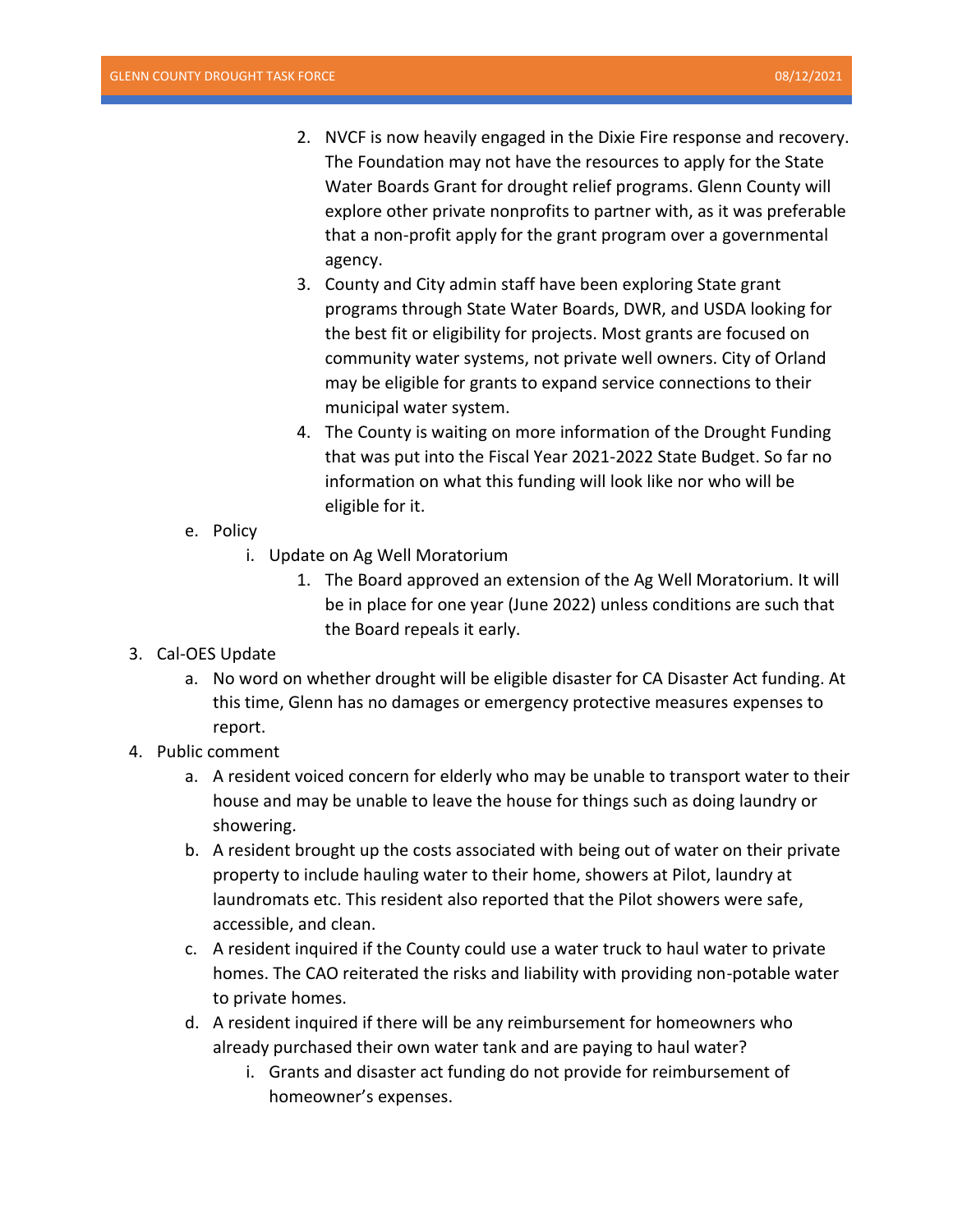2. NVCF is now heavily engaged in the Dixie Fire response and recovery. The Foundation may not have the resources to apply for the State Water Boards Grant for drought relief programs. Glenn County will explore other private nonprofits to partner with, as it was preferable that a non-profit apply for the grant program over a governmental agency.
3. County and City admin staff have been exploring State grant programs through State Water Boards, DWR, and USDA looking for the best fit or eligibility for projects. Most grants are focused on community water systems, not private well owners. City of Orland may be eligible for grants to expand service connections to their municipal water system.
4. The County is waiting on more information of the Drought Funding that was put into the Fiscal Year 2021-2022 State Budget. So far no information on what this funding will look like nor who will be eligible for it.

e. Policy
   i. Update on Ag Well Moratorium
      1. The Board approved an extension of the Ag Well Moratorium. It will be in place for one year (June 2022) unless conditions are such that the Board repeals it early.

3. Cal-OES Update
   a. No word on whether drought will be eligible disaster for CA Disaster Act funding. At this time, Glenn has no damages or emergency protective measures expenses to report.
4. Public comment
   a. A resident voiced concern for elderly who may be unable to transport water to their house and may be unable to leave the house for things such as doing laundry or showering.
   b. A resident brought up the costs associated with being out of water on their private property to include hauling water to their home, showers at Pilot, laundry at laundromats etc. This resident also reported that the Pilot showers were safe, accessible, and clean.
   c. A resident inquired if the County could use a water truck to haul water to private homes. The CAO reiterated the risks and liability with providing non-potable water to private homes.
   d. A resident inquired if there will be any reimbursement for homeowners who already purchased their own water tank and are paying to haul water?
      i. Grants and disaster act funding do not provide for reimbursement of homeowner's expenses.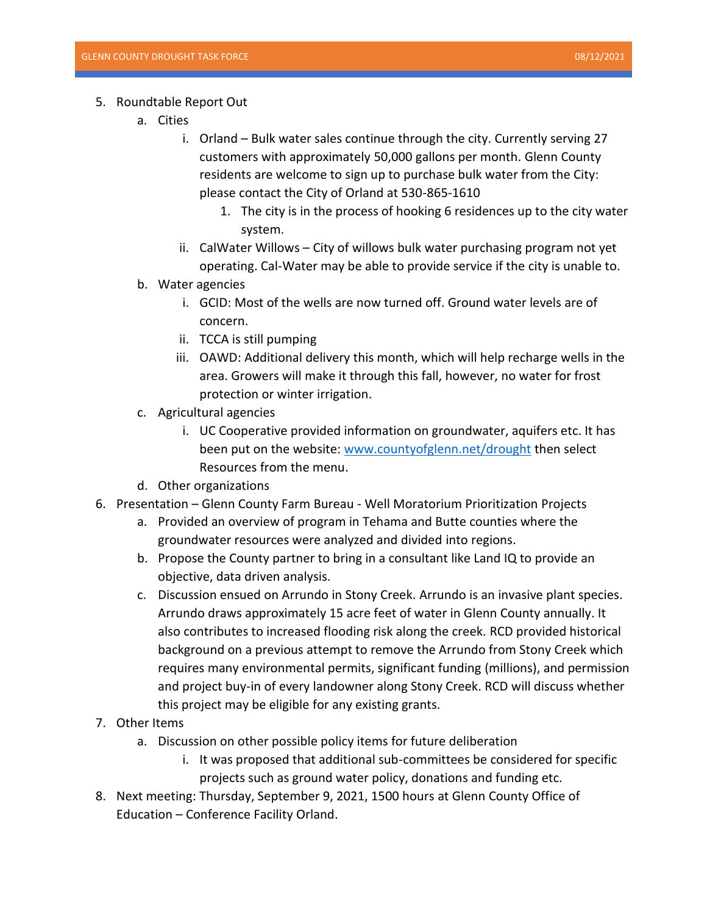5. Roundtable Report Out
    a. Cities
        i. Orland – Bulk water sales continue through the city. Currently serving 27 customers with approximately 50,000 gallons per month. Glenn County residents are welcome to sign up to purchase bulk water from the City: please contact the City of Orland at 530-865-1610
            1. The city is in the process of hooking 6 residences up to the city water system.
        ii. CalWater Willows – City of willows bulk water purchasing program not yet operating. Cal-Water may be able to provide service if the city is unable to.
    b. Water agencies
        i. GCID: Most of the wells are now turned off. Ground water levels are of concern.
        ii. TCCA is still pumping
        iii. OAWD: Additional delivery this month, which will help recharge wells in the area. Growers will make it through this fall, however, no water for frost protection or winter irrigation.
    c. Agricultural agencies
        i. UC Cooperative provided information on groundwater, aquifers etc. It has been put on the website: [www.countyofglenn.net/drought](http://www.countyofglenn.net/drought) then select Resources from the menu.
    d. Other organizations
6. Presentation – Glenn County Farm Bureau - Well Moratorium Prioritization Projects
    a. Provided an overview of program in Tehama and Butte counties where the groundwater resources were analyzed and divided into regions.
    b. Propose the County partner to bring in a consultant like Land IQ to provide an objective, data driven analysis.
    c. Discussion ensued on Arrundo in Stony Creek. Arrundo is an invasive plant species. Arrundo draws approximately 15 acre feet of water in Glenn County annually. It also contributes to increased flooding risk along the creek. RCD provided historical background on a previous attempt to remove the Arrundo from Stony Creek which requires many environmental permits, significant funding (millions), and permission and project buy-in of every landowner along Stony Creek. RCD will discuss whether this project may be eligible for any existing grants.
7. Other Items
    a. Discussion on other possible policy items for future deliberation
        i. It was proposed that additional sub-committees be considered for specific projects such as ground water policy, donations and funding etc.
8. Next meeting: Thursday, September 9, 2021, 1500 hours at Glenn County Office of Education – Conference Facility Orland.